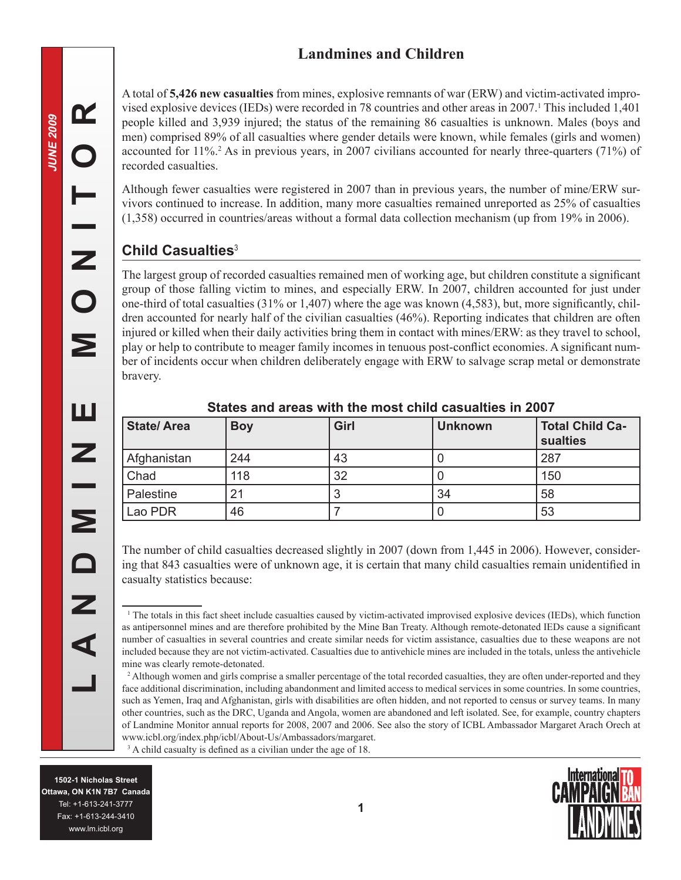# Landmines and Children

A total of **5,426 new casualties** from mines, explosive remnants of war (ERW) and victim-activated improvised explosive devices (IEDs) were recorded in 78 countries and other areas in 2007.[1] This included 1,401 people killed and 3,939 injured; the status of the remaining 86 casualties is unknown. Males (boys and men) comprised 89% of all casualties where gender details were known, while females (girls and women) accounted for 11%.[2] As in previous years, in 2007 civilians accounted for nearly three-quarters (71%) of recorded casualties.

Although fewer casualties were registered in 2007 than in previous years, the number of mine/ERW survivors continued to increase. In addition, many more casualties remained unreported as 25% of casualties (1,358) occurred in countries/areas without a formal data collection mechanism (up from 19% in 2006).

## Child Casualties[3]

The largest group of recorded casualties remained men of working age, but children constitute a significant group of those falling victim to mines, and especially ERW. In 2007, children accounted for just under one-third of total casualties (31% or 1,407) where the age was known (4,583), but, more significantly, children accounted for nearly half of the civilian casualties (46%). Reporting indicates that children are often injured or killed when their daily activities bring them in contact with mines/ERW: as they travel to school, play or help to contribute to meager family incomes in tenuous post-conflict economies. A significant number of incidents occur when children deliberately engage with ERW to salvage scrap metal or demonstrate bravery.

**States and areas with the most child casualties in 2007**

| State/ Area | Boy | Girl | Unknown | Total Child Casualties |
|---|---|---|---|---|
| Afghanistan | 244 | 43 | 0 | 287 |
| Chad | 118 | 32 | 0 | 150 |
| Palestine | 21 | 3 | 34 | 58 |
| Lao PDR | 46 | 7 | 0 | 53 |

The number of child casualties decreased slightly in 2007 (down from 1,445 in 2006). However, considering that 843 casualties were of unknown age, it is certain that many child casualties remain unidentified in casualty statistics because:

---

[1] The totals in this fact sheet include casualties caused by victim-activated improvised explosive devices (IEDs), which function as antipersonnel mines and are therefore prohibited by the Mine Ban Treaty. Although remote-detonated IEDs cause a significant number of casualties in several countries and create similar needs for victim assistance, casualties due to these weapons are not included because they are not victim-activated. Casualties due to antivehicle mines are included in the totals, unless the antivehicle mine was clearly remote-detonated.

[2] Although women and girls comprise a smaller percentage of the total recorded casualties, they are often under-reported and they face additional discrimination, including abandonment and limited access to medical services in some countries. In some countries, such as Yemen, Iraq and Afghanistan, girls with disabilities are often hidden, and not reported to census or survey teams. In many other countries, such as the DRC, Uganda and Angola, women are abandoned and left isolated. See, for example, country chapters of Landmine Monitor annual reports for 2008, 2007 and 2006. See also the story of ICBL Ambassador Margaret Arach Orech at www.icbl.org/index.php/icbl/About-Us/Ambassadors/margaret.

[3] A child casualty is defined as a civilian under the age of 18.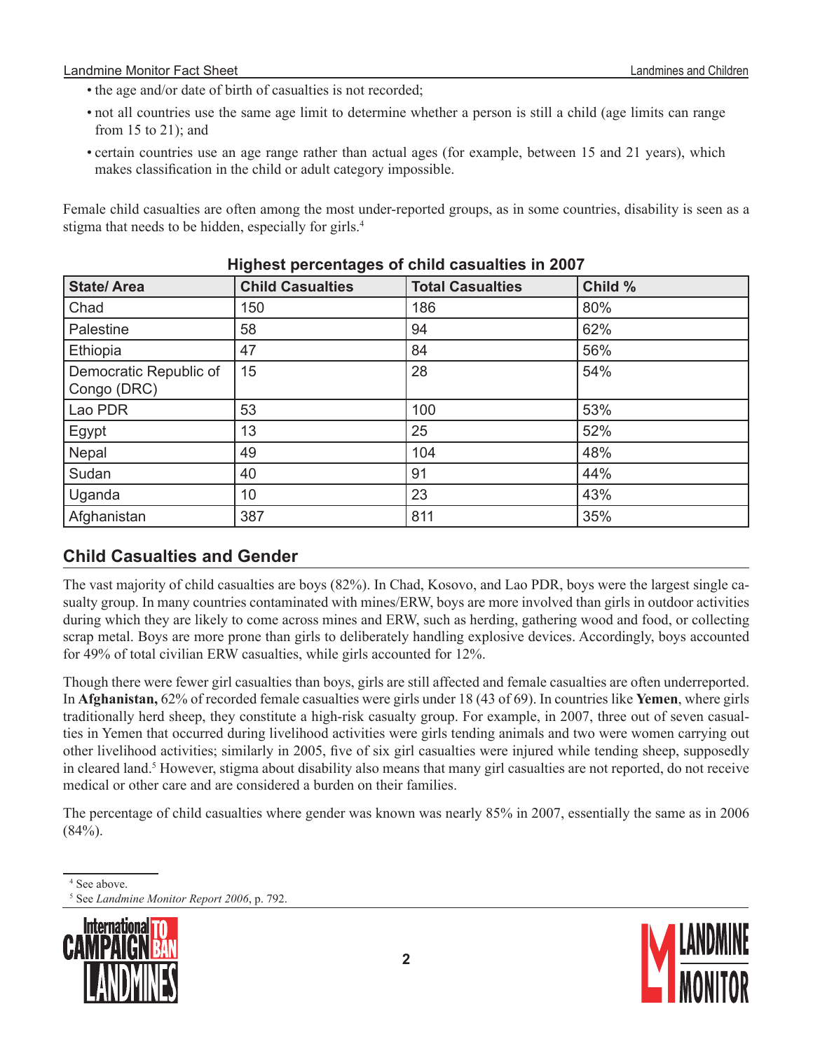- the age and/or date of birth of casualties is not recorded;
- not all countries use the same age limit to determine whether a person is still a child (age limits can range from 15 to 21); and
- certain countries use an age range rather than actual ages (for example, between 15 and 21 years), which makes classification in the child or adult category impossible.

Female child casualties are often among the most under-reported groups, as in some countries, disability is seen as a stigma that needs to be hidden, especially for girls.[4]

**Highest percentages of child casualties in 2007**

| State/ Area | Child Casualties | Total Casualties | Child % |
|---|---|---|---|
| Chad | 150 | 186 | 80% |
| Palestine | 58 | 94 | 62% |
| Ethiopia | 47 | 84 | 56% |
| Democratic Republic of Congo (DRC) | 15 | 28 | 54% |
| Lao PDR | 53 | 100 | 53% |
| Egypt | 13 | 25 | 52% |
| Nepal | 49 | 104 | 48% |
| Sudan | 40 | 91 | 44% |
| Uganda | 10 | 23 | 43% |
| Afghanistan | 387 | 811 | 35% |

## Child Casualties and Gender

The vast majority of child casualties are boys (82%). In Chad, Kosovo, and Lao PDR, boys were the largest single casualty group. In many countries contaminated with mines/ERW, boys are more involved than girls in outdoor activities during which they are likely to come across mines and ERW, such as herding, gathering wood and food, or collecting scrap metal. Boys are more prone than girls to deliberately handling explosive devices. Accordingly, boys accounted for 49% of total civilian ERW casualties, while girls accounted for 12%.

Though there were fewer girl casualties than boys, girls are still affected and female casualties are often underreported. In **Afghanistan,** 62% of recorded female casualties were girls under 18 (43 of 69). In countries like **Yemen**, where girls traditionally herd sheep, they constitute a high-risk casualty group. For example, in 2007, three out of seven casualties in Yemen that occurred during livelihood activities were girls tending animals and two were women carrying out other livelihood activities; similarly in 2005, five of six girl casualties were injured while tending sheep, supposedly in cleared land.[5] However, stigma about disability also means that many girl casualties are not reported, do not receive medical or other care and are considered a burden on their families.

The percentage of child casualties where gender was known was nearly 85% in 2007, essentially the same as in 2006 (84%).

---

[4] See above.

[5] See *Landmine Monitor Report 2006*, p. 792.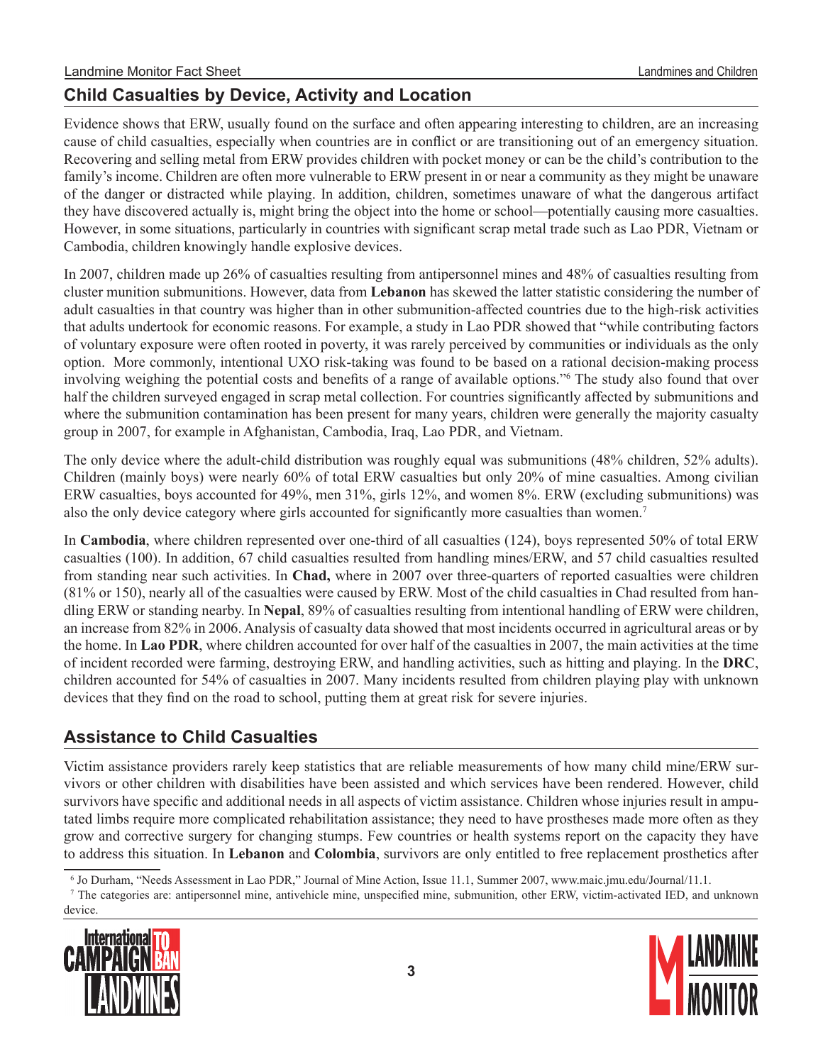## Child Casualties by Device, Activity and Location

Evidence shows that ERW, usually found on the surface and often appearing interesting to children, are an increasing cause of child casualties, especially when countries are in conflict or are transitioning out of an emergency situation. Recovering and selling metal from ERW provides children with pocket money or can be the child's contribution to the family's income. Children are often more vulnerable to ERW present in or near a community as they might be unaware of the danger or distracted while playing. In addition, children, sometimes unaware of what the dangerous artifact they have discovered actually is, might bring the object into the home or school—potentially causing more casualties. However, in some situations, particularly in countries with significant scrap metal trade such as Lao PDR, Vietnam or Cambodia, children knowingly handle explosive devices.

In 2007, children made up 26% of casualties resulting from antipersonnel mines and 48% of casualties resulting from cluster munition submunitions. However, data from **Lebanon** has skewed the latter statistic considering the number of adult casualties in that country was higher than in other submunition-affected countries due to the high-risk activities that adults undertook for economic reasons. For example, a study in Lao PDR showed that "while contributing factors of voluntary exposure were often rooted in poverty, it was rarely perceived by communities or individuals as the only option. More commonly, intentional UXO risk-taking was found to be based on a rational decision-making process involving weighing the potential costs and benefits of a range of available options."[6] The study also found that over half the children surveyed engaged in scrap metal collection. For countries significantly affected by submunitions and where the submunition contamination has been present for many years, children were generally the majority casualty group in 2007, for example in Afghanistan, Cambodia, Iraq, Lao PDR, and Vietnam.

The only device where the adult-child distribution was roughly equal was submunitions (48% children, 52% adults). Children (mainly boys) were nearly 60% of total ERW casualties but only 20% of mine casualties. Among civilian ERW casualties, boys accounted for 49%, men 31%, girls 12%, and women 8%. ERW (excluding submunitions) was also the only device category where girls accounted for significantly more casualties than women.[7]

In **Cambodia**, where children represented over one-third of all casualties (124), boys represented 50% of total ERW casualties (100). In addition, 67 child casualties resulted from handling mines/ERW, and 57 child casualties resulted from standing near such activities. In **Chad,** where in 2007 over three-quarters of reported casualties were children (81% or 150), nearly all of the casualties were caused by ERW. Most of the child casualties in Chad resulted from handling ERW or standing nearby. In **Nepal**, 89% of casualties resulting from intentional handling of ERW were children, an increase from 82% in 2006. Analysis of casualty data showed that most incidents occurred in agricultural areas or by the home. In **Lao PDR**, where children accounted for over half of the casualties in 2007, the main activities at the time of incident recorded were farming, destroying ERW, and handling activities, such as hitting and playing. In the **DRC**, children accounted for 54% of casualties in 2007. Many incidents resulted from children playing play with unknown devices that they find on the road to school, putting them at great risk for severe injuries.

## Assistance to Child Casualties

Victim assistance providers rarely keep statistics that are reliable measurements of how many child mine/ERW survivors or other children with disabilities have been assisted and which services have been rendered. However, child survivors have specific and additional needs in all aspects of victim assistance. Children whose injuries result in amputated limbs require more complicated rehabilitation assistance; they need to have prostheses made more often as they grow and corrective surgery for changing stumps. Few countries or health systems report on the capacity they have to address this situation. In **Lebanon** and **Colombia**, survivors are only entitled to free replacement prosthetics after

[6] Jo Durham, "Needs Assessment in Lao PDR," Journal of Mine Action, Issue 11.1, Summer 2007, www.maic.jmu.edu/Journal/11.1.

[7] The categories are: antipersonnel mine, antivehicle mine, unspecified mine, submunition, other ERW, victim-activated IED, and unknown device.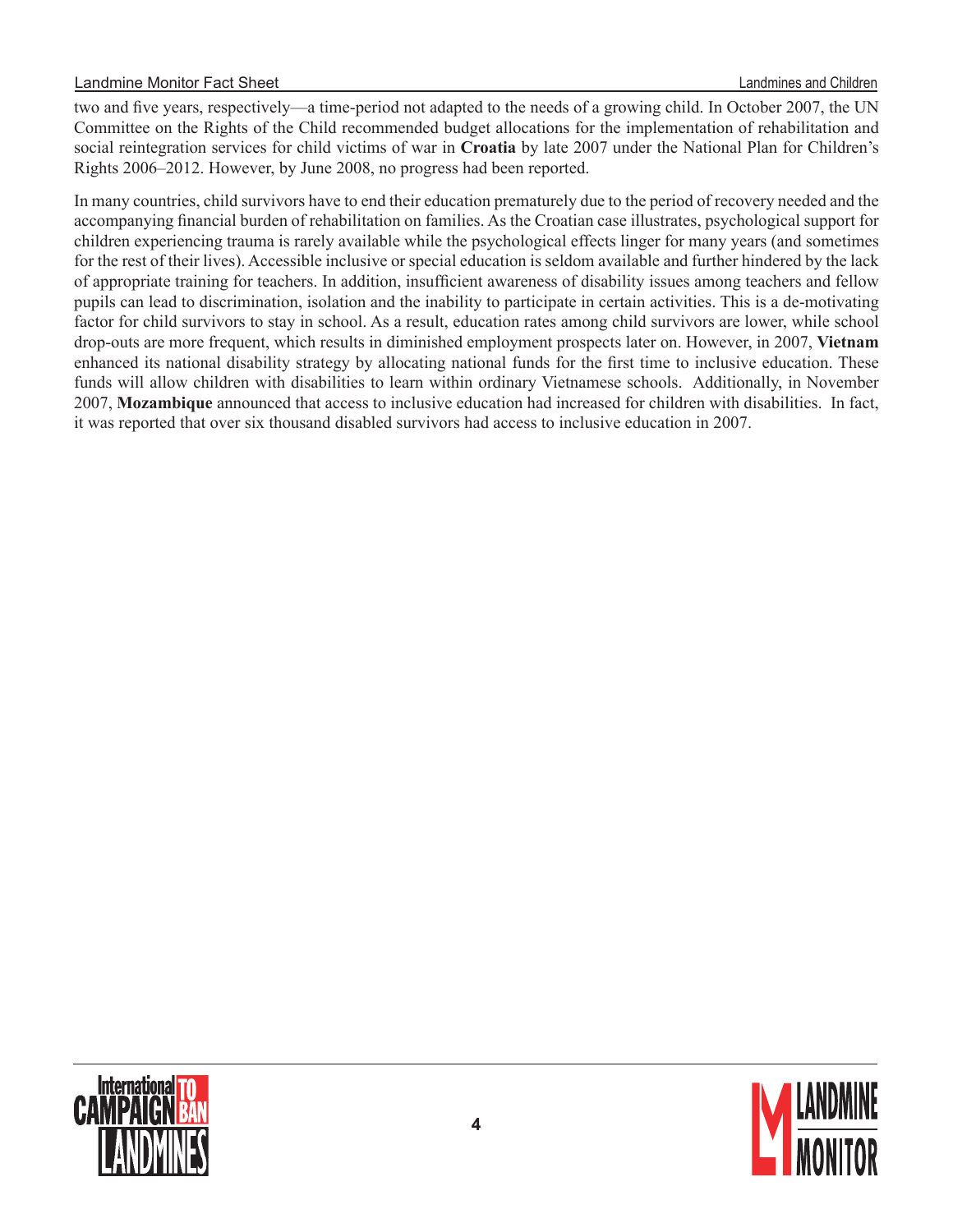two and five years, respectively—a time-period not adapted to the needs of a growing child. In October 2007, the UN Committee on the Rights of the Child recommended budget allocations for the implementation of rehabilitation and social reintegration services for child victims of war in **Croatia** by late 2007 under the National Plan for Children's Rights 2006–2012. However, by June 2008, no progress had been reported.

In many countries, child survivors have to end their education prematurely due to the period of recovery needed and the accompanying financial burden of rehabilitation on families. As the Croatian case illustrates, psychological support for children experiencing trauma is rarely available while the psychological effects linger for many years (and sometimes for the rest of their lives). Accessible inclusive or special education is seldom available and further hindered by the lack of appropriate training for teachers. In addition, insufficient awareness of disability issues among teachers and fellow pupils can lead to discrimination, isolation and the inability to participate in certain activities. This is a de-motivating factor for child survivors to stay in school. As a result, education rates among child survivors are lower, while school drop-outs are more frequent, which results in diminished employment prospects later on. However, in 2007, **Vietnam** enhanced its national disability strategy by allocating national funds for the first time to inclusive education. These funds will allow children with disabilities to learn within ordinary Vietnamese schools. Additionally, in November 2007, **Mozambique** announced that access to inclusive education had increased for children with disabilities. In fact, it was reported that over six thousand disabled survivors had access to inclusive education in 2007.